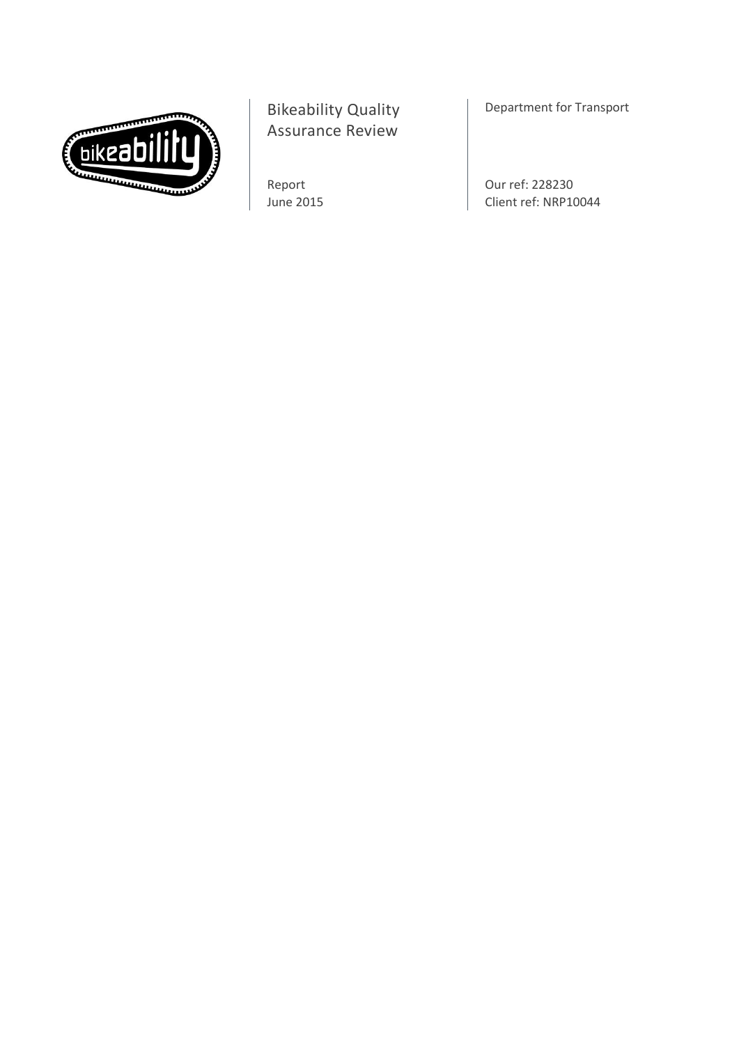# Bikeability Quality Assurance Review

Report
June 2015

Department for Transport

Our ref: 228230
Client ref: NRP10044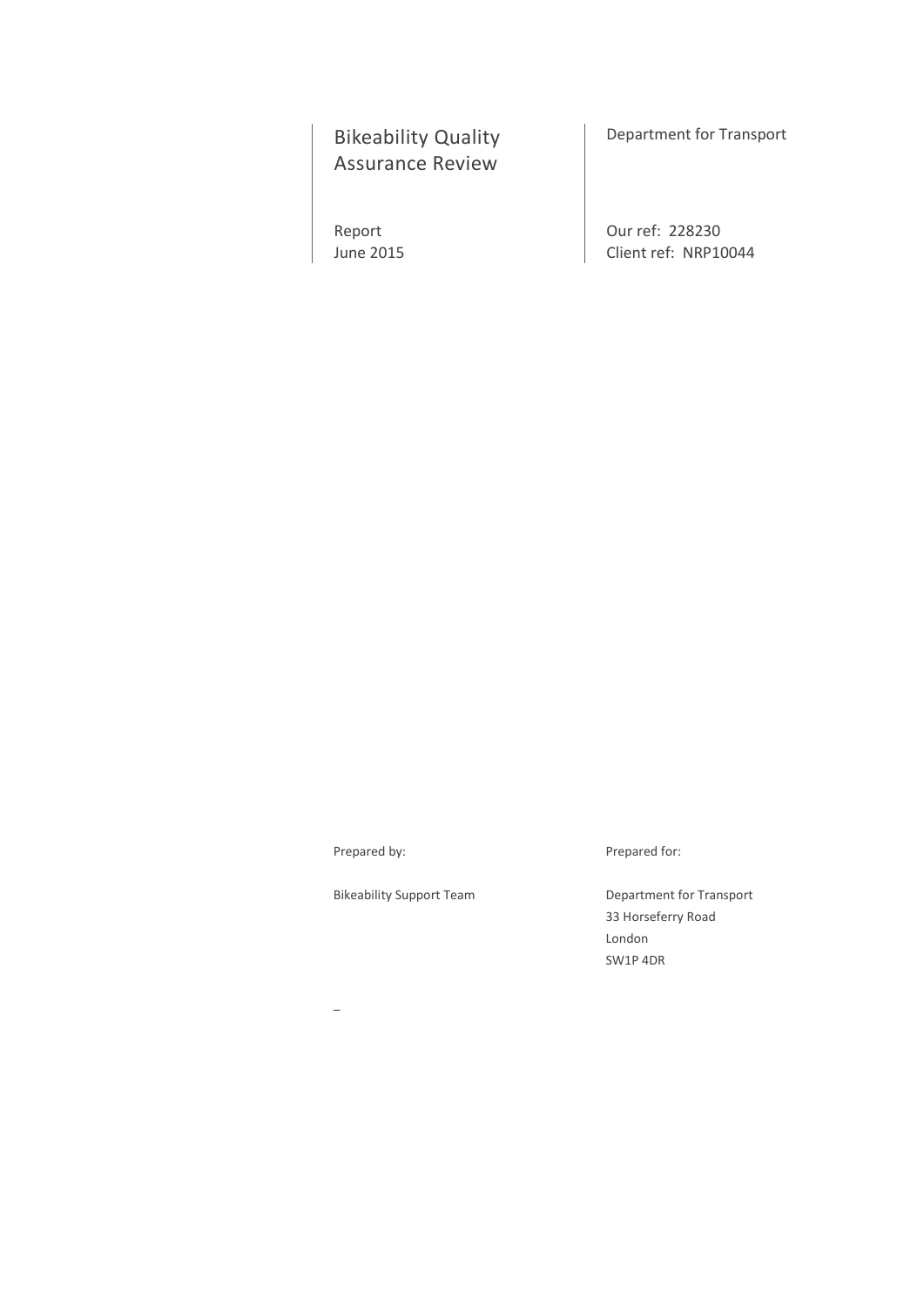# Bikeability Quality Assurance Review

Report
June 2015

Department for Transport

Our ref: 228230
Client ref: NRP10044

Prepared by:

Bikeability Support Team

Prepared for:

Department for Transport
33 Horseferry Road
London
SW1P 4DR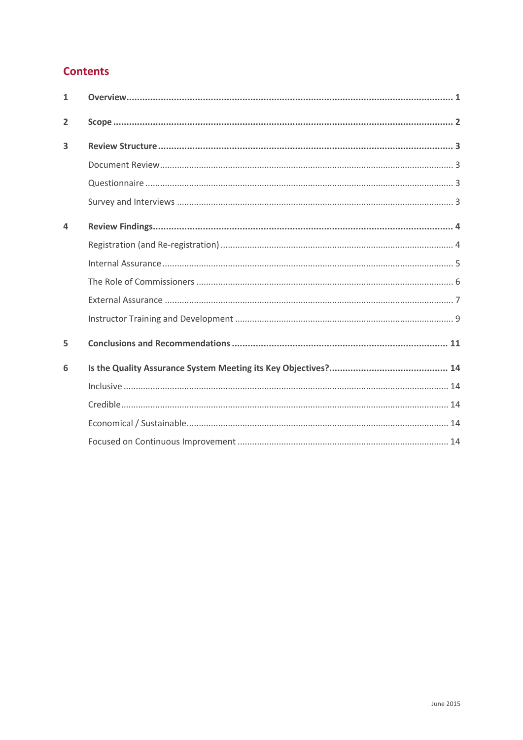## Contents

| | | |
|---|---|---|
| **1** | **Overview** | **1** |
| **2** | **Scope** | **2** |
| **3** | **Review Structure** | **3** |
| | Document Review | 3 |
| | Questionnaire | 3 |
| | Survey and Interviews | 3 |
| **4** | **Review Findings** | **4** |
| | Registration (and Re-registration) | 4 |
| | Internal Assurance | 5 |
| | The Role of Commissioners | 6 |
| | External Assurance | 7 |
| | Instructor Training and Development | 9 |
| **5** | **Conclusions and Recommendations** | **11** |
| **6** | **Is the Quality Assurance System Meeting its Key Objectives?** | **14** |
| | Inclusive | 14 |
| | Credible | 14 |
| | Economical / Sustainable | 14 |
| | Focused on Continuous Improvement | 14 |

June 2015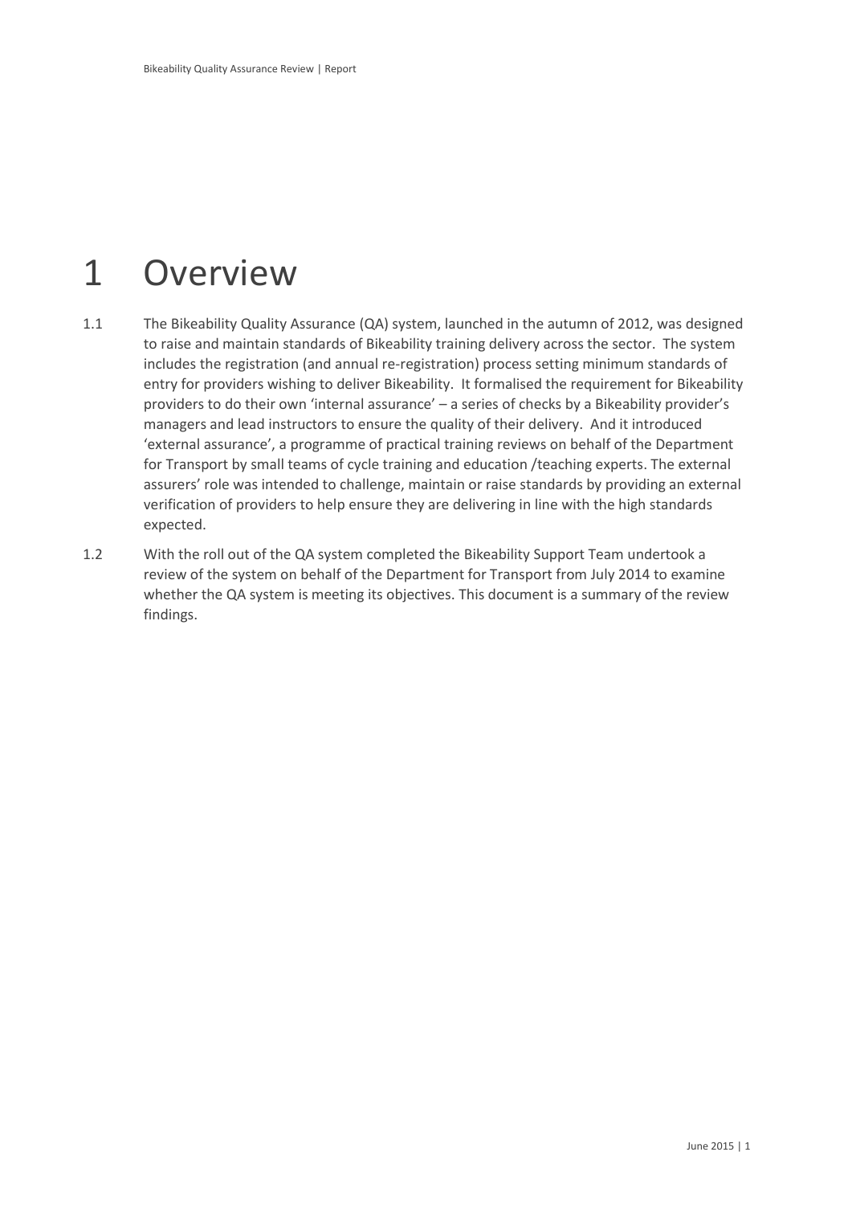# 1 Overview

1.1 The Bikeability Quality Assurance (QA) system, launched in the autumn of 2012, was designed to raise and maintain standards of Bikeability training delivery across the sector. The system includes the registration (and annual re-registration) process setting minimum standards of entry for providers wishing to deliver Bikeability. It formalised the requirement for Bikeability providers to do their own 'internal assurance' – a series of checks by a Bikeability provider's managers and lead instructors to ensure the quality of their delivery. And it introduced 'external assurance', a programme of practical training reviews on behalf of the Department for Transport by small teams of cycle training and education /teaching experts. The external assurers' role was intended to challenge, maintain or raise standards by providing an external verification of providers to help ensure they are delivering in line with the high standards expected.

1.2 With the roll out of the QA system completed the Bikeability Support Team undertook a review of the system on behalf of the Department for Transport from July 2014 to examine whether the QA system is meeting its objectives. This document is a summary of the review findings.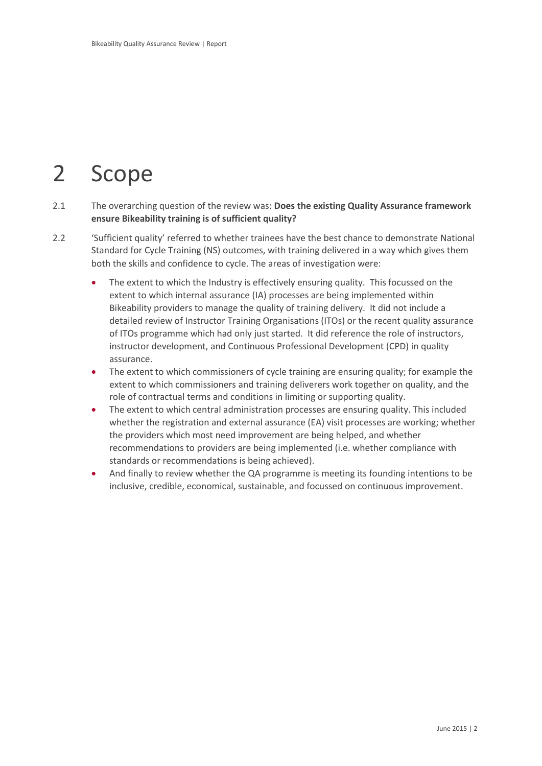# 2 Scope

2.1 The overarching question of the review was: **Does the existing Quality Assurance framework ensure Bikeability training is of sufficient quality?**

2.2 'Sufficient quality' referred to whether trainees have the best chance to demonstrate National Standard for Cycle Training (NS) outcomes, with training delivered in a way which gives them both the skills and confidence to cycle. The areas of investigation were:

- The extent to which the Industry is effectively ensuring quality. This focussed on the extent to which internal assurance (IA) processes are being implemented within Bikeability providers to manage the quality of training delivery. It did not include a detailed review of Instructor Training Organisations (ITOs) or the recent quality assurance of ITOs programme which had only just started. It did reference the role of instructors, instructor development, and Continuous Professional Development (CPD) in quality assurance.
- The extent to which commissioners of cycle training are ensuring quality; for example the extent to which commissioners and training deliverers work together on quality, and the role of contractual terms and conditions in limiting or supporting quality.
- The extent to which central administration processes are ensuring quality. This included whether the registration and external assurance (EA) visit processes are working; whether the providers which most need improvement are being helped, and whether recommendations to providers are being implemented (i.e. whether compliance with standards or recommendations is being achieved).
- And finally to review whether the QA programme is meeting its founding intentions to be inclusive, credible, economical, sustainable, and focussed on continuous improvement.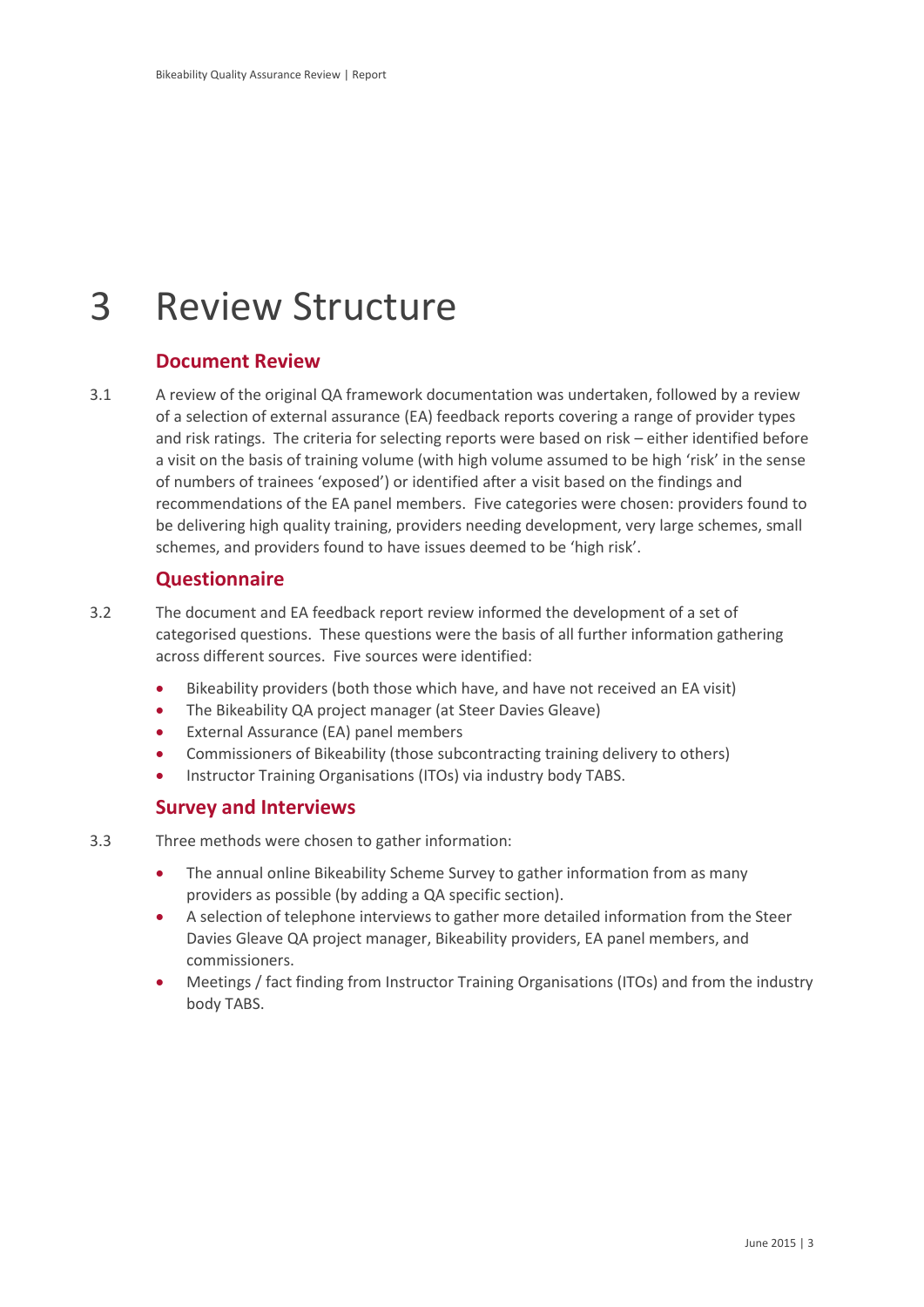# 3 Review Structure

## Document Review

3.1 A review of the original QA framework documentation was undertaken, followed by a review of a selection of external assurance (EA) feedback reports covering a range of provider types and risk ratings. The criteria for selecting reports were based on risk – either identified before a visit on the basis of training volume (with high volume assumed to be high 'risk' in the sense of numbers of trainees 'exposed') or identified after a visit based on the findings and recommendations of the EA panel members. Five categories were chosen: providers found to be delivering high quality training, providers needing development, very large schemes, small schemes, and providers found to have issues deemed to be 'high risk'.

## Questionnaire

3.2 The document and EA feedback report review informed the development of a set of categorised questions. These questions were the basis of all further information gathering across different sources. Five sources were identified:

- Bikeability providers (both those which have, and have not received an EA visit)
- The Bikeability QA project manager (at Steer Davies Gleave)
- External Assurance (EA) panel members
- Commissioners of Bikeability (those subcontracting training delivery to others)
- Instructor Training Organisations (ITOs) via industry body TABS.

## Survey and Interviews

3.3 Three methods were chosen to gather information:

- The annual online Bikeability Scheme Survey to gather information from as many providers as possible (by adding a QA specific section).
- A selection of telephone interviews to gather more detailed information from the Steer Davies Gleave QA project manager, Bikeability providers, EA panel members, and commissioners.
- Meetings / fact finding from Instructor Training Organisations (ITOs) and from the industry body TABS.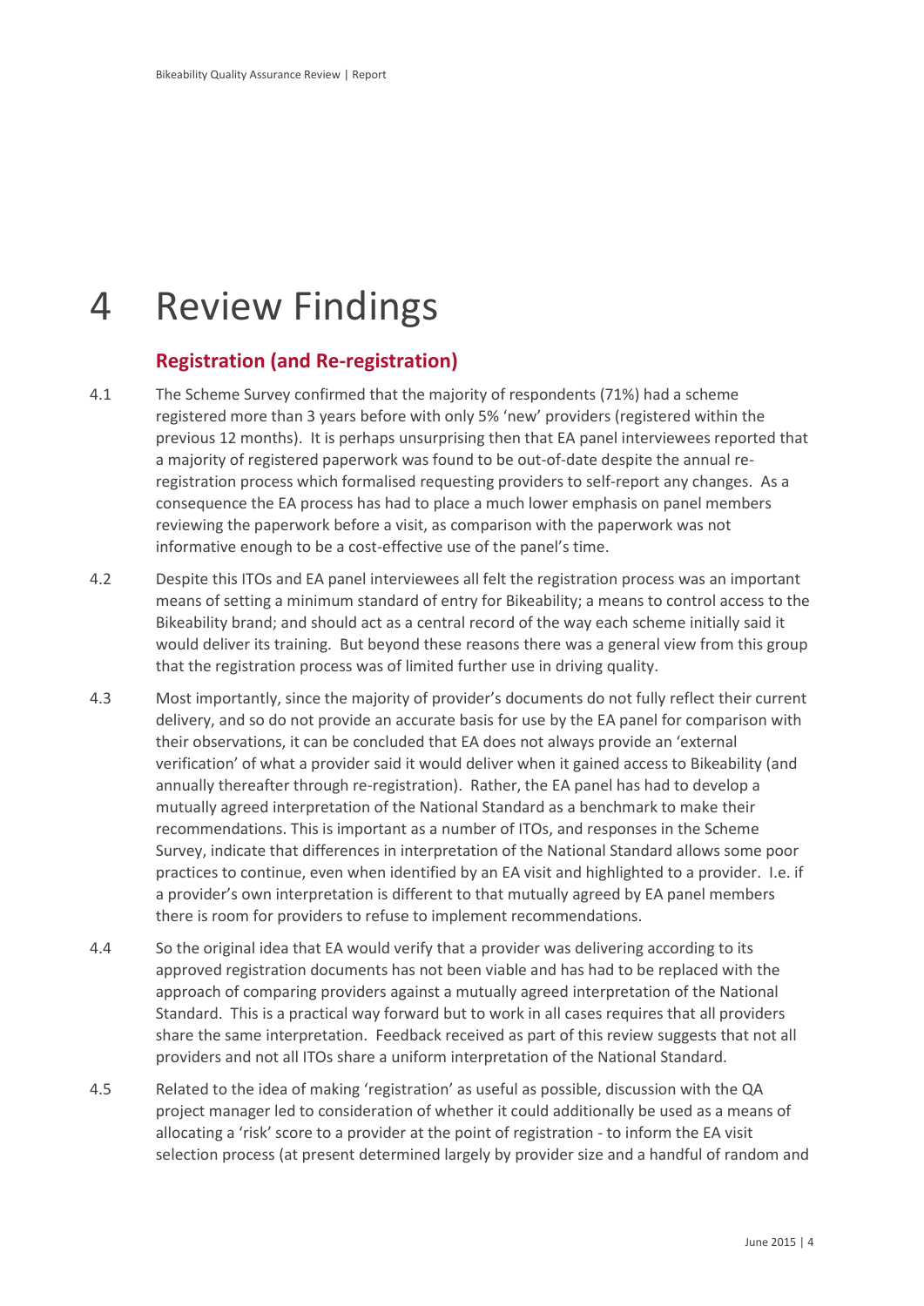# 4 Review Findings

## Registration (and Re-registration)

4.1 The Scheme Survey confirmed that the majority of respondents (71%) had a scheme registered more than 3 years before with only 5% 'new' providers (registered within the previous 12 months). It is perhaps unsurprising then that EA panel interviewees reported that a majority of registered paperwork was found to be out-of-date despite the annual re-registration process which formalised requesting providers to self-report any changes. As a consequence the EA process has had to place a much lower emphasis on panel members reviewing the paperwork before a visit, as comparison with the paperwork was not informative enough to be a cost-effective use of the panel's time.

4.2 Despite this ITOs and EA panel interviewees all felt the registration process was an important means of setting a minimum standard of entry for Bikeability; a means to control access to the Bikeability brand; and should act as a central record of the way each scheme initially said it would deliver its training. But beyond these reasons there was a general view from this group that the registration process was of limited further use in driving quality.

4.3 Most importantly, since the majority of provider's documents do not fully reflect their current delivery, and so do not provide an accurate basis for use by the EA panel for comparison with their observations, it can be concluded that EA does not always provide an 'external verification' of what a provider said it would deliver when it gained access to Bikeability (and annually thereafter through re-registration). Rather, the EA panel has had to develop a mutually agreed interpretation of the National Standard as a benchmark to make their recommendations. This is important as a number of ITOs, and responses in the Scheme Survey, indicate that differences in interpretation of the National Standard allows some poor practices to continue, even when identified by an EA visit and highlighted to a provider. I.e. if a provider's own interpretation is different to that mutually agreed by EA panel members there is room for providers to refuse to implement recommendations.

4.4 So the original idea that EA would verify that a provider was delivering according to its approved registration documents has not been viable and has had to be replaced with the approach of comparing providers against a mutually agreed interpretation of the National Standard. This is a practical way forward but to work in all cases requires that all providers share the same interpretation. Feedback received as part of this review suggests that not all providers and not all ITOs share a uniform interpretation of the National Standard.

4.5 Related to the idea of making 'registration' as useful as possible, discussion with the QA project manager led to consideration of whether it could additionally be used as a means of allocating a 'risk' score to a provider at the point of registration - to inform the EA visit selection process (at present determined largely by provider size and a handful of random and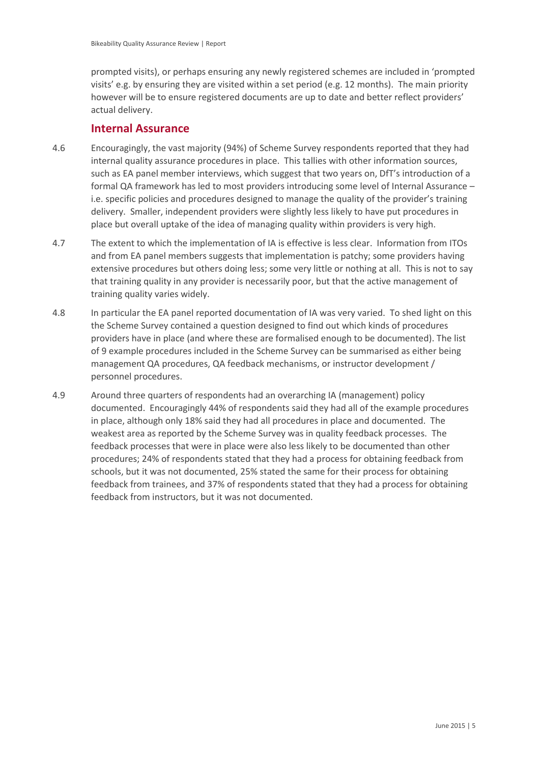prompted visits), or perhaps ensuring any newly registered schemes are included in 'prompted visits' e.g. by ensuring they are visited within a set period (e.g. 12 months). The main priority however will be to ensure registered documents are up to date and better reflect providers' actual delivery.

## Internal Assurance

4.6 Encouragingly, the vast majority (94%) of Scheme Survey respondents reported that they had internal quality assurance procedures in place. This tallies with other information sources, such as EA panel member interviews, which suggest that two years on, DfT's introduction of a formal QA framework has led to most providers introducing some level of Internal Assurance – i.e. specific policies and procedures designed to manage the quality of the provider's training delivery. Smaller, independent providers were slightly less likely to have put procedures in place but overall uptake of the idea of managing quality within providers is very high.

4.7 The extent to which the implementation of IA is effective is less clear. Information from ITOs and from EA panel members suggests that implementation is patchy; some providers having extensive procedures but others doing less; some very little or nothing at all. This is not to say that training quality in any provider is necessarily poor, but that the active management of training quality varies widely.

4.8 In particular the EA panel reported documentation of IA was very varied. To shed light on this the Scheme Survey contained a question designed to find out which kinds of procedures providers have in place (and where these are formalised enough to be documented). The list of 9 example procedures included in the Scheme Survey can be summarised as either being management QA procedures, QA feedback mechanisms, or instructor development / personnel procedures.

4.9 Around three quarters of respondents had an overarching IA (management) policy documented. Encouragingly 44% of respondents said they had all of the example procedures in place, although only 18% said they had all procedures in place and documented. The weakest area as reported by the Scheme Survey was in quality feedback processes. The feedback processes that were in place were also less likely to be documented than other procedures; 24% of respondents stated that they had a process for obtaining feedback from schools, but it was not documented, 25% stated the same for their process for obtaining feedback from trainees, and 37% of respondents stated that they had a process for obtaining feedback from instructors, but it was not documented.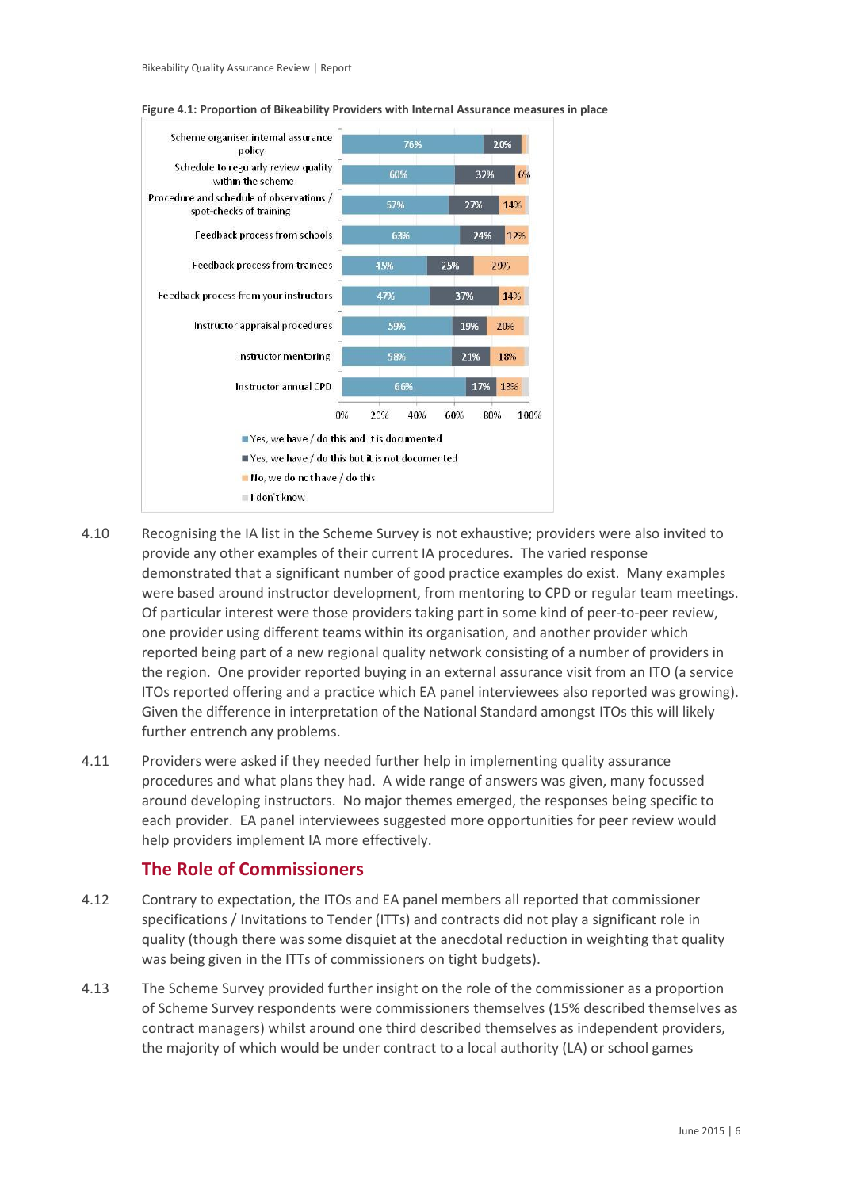**Figure 4.1: Proportion of Bikeability Providers with Internal Assurance measures in place**

Scheme organiser internal assurance policy: 76% 20%
Schedule to regularly review quality within the scheme: 60% 32% 6%
Procedure and schedule of observations / spot-checks of training: 57% 27% 14%
Feedback process from schools: 63% 24% 12%
Feedback process from trainees: 45% 25% 29%
Feedback process from your instructors: 47% 37% 14%
Instructor appraisal procedures: 59% 19% 20%
Instructor mentoring: 58% 21% 18%
Instructor annual CPD: 66% 17% 13%

0% 20% 40% 60% 80% 100%

Yes, we have / do this and it is documented
Yes, we have / do this but it is not documented
No, we do not have / do this
I don't know

4.10 Recognising the IA list in the Scheme Survey is not exhaustive; providers were also invited to provide any other examples of their current IA procedures. The varied response demonstrated that a significant number of good practice examples do exist. Many examples were based around instructor development, from mentoring to CPD or regular team meetings. Of particular interest were those providers taking part in some kind of peer-to-peer review, one provider using different teams within its organisation, and another provider which reported being part of a new regional quality network consisting of a number of providers in the region. One provider reported buying in an external assurance visit from an ITO (a service ITOs reported offering and a practice which EA panel interviewees also reported was growing). Given the difference in interpretation of the National Standard amongst ITOs this will likely further entrench any problems.

4.11 Providers were asked if they needed further help in implementing quality assurance procedures and what plans they had. A wide range of answers was given, many focussed around developing instructors. No major themes emerged, the responses being specific to each provider. EA panel interviewees suggested more opportunities for peer review would help providers implement IA more effectively.

## The Role of Commissioners

4.12 Contrary to expectation, the ITOs and EA panel members all reported that commissioner specifications / Invitations to Tender (ITTs) and contracts did not play a significant role in quality (though there was some disquiet at the anecdotal reduction in weighting that quality was being given in the ITTs of commissioners on tight budgets).

4.13 The Scheme Survey provided further insight on the role of the commissioner as a proportion of Scheme Survey respondents were commissioners themselves (15% described themselves as contract managers) whilst around one third described themselves as independent providers, the majority of which would be under contract to a local authority (LA) or school games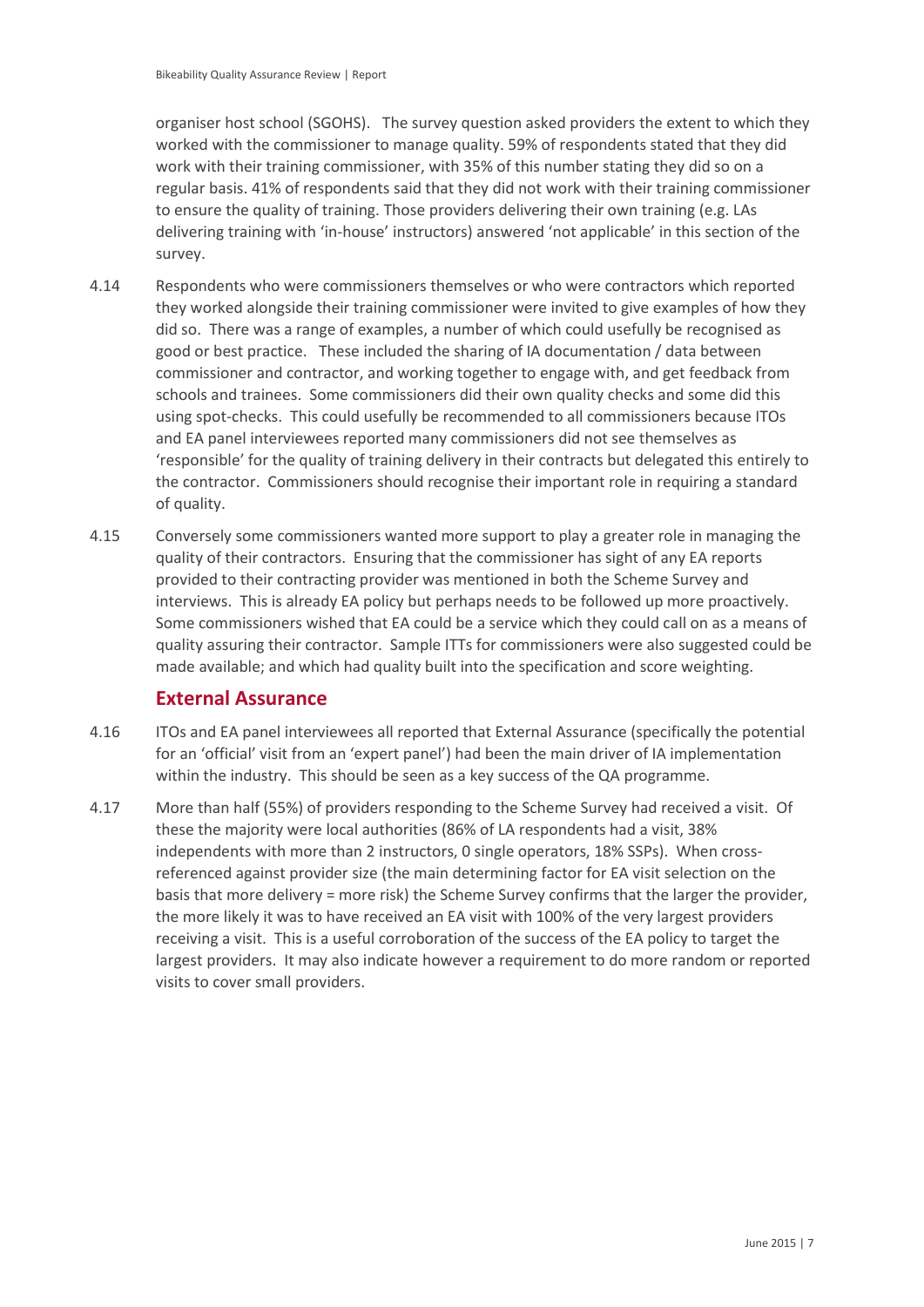organiser host school (SGOHS). The survey question asked providers the extent to which they worked with the commissioner to manage quality. 59% of respondents stated that they did work with their training commissioner, with 35% of this number stating they did so on a regular basis. 41% of respondents said that they did not work with their training commissioner to ensure the quality of training. Those providers delivering their own training (e.g. LAs delivering training with 'in-house' instructors) answered 'not applicable' in this section of the survey.

4.14 Respondents who were commissioners themselves or who were contractors which reported they worked alongside their training commissioner were invited to give examples of how they did so. There was a range of examples, a number of which could usefully be recognised as good or best practice. These included the sharing of IA documentation / data between commissioner and contractor, and working together to engage with, and get feedback from schools and trainees. Some commissioners did their own quality checks and some did this using spot-checks. This could usefully be recommended to all commissioners because ITOs and EA panel interviewees reported many commissioners did not see themselves as 'responsible' for the quality of training delivery in their contracts but delegated this entirely to the contractor. Commissioners should recognise their important role in requiring a standard of quality.

4.15 Conversely some commissioners wanted more support to play a greater role in managing the quality of their contractors. Ensuring that the commissioner has sight of any EA reports provided to their contracting provider was mentioned in both the Scheme Survey and interviews. This is already EA policy but perhaps needs to be followed up more proactively. Some commissioners wished that EA could be a service which they could call on as a means of quality assuring their contractor. Sample ITTs for commissioners were also suggested could be made available; and which had quality built into the specification and score weighting.

## External Assurance

4.16 ITOs and EA panel interviewees all reported that External Assurance (specifically the potential for an 'official' visit from an 'expert panel') had been the main driver of IA implementation within the industry. This should be seen as a key success of the QA programme.

4.17 More than half (55%) of providers responding to the Scheme Survey had received a visit. Of these the majority were local authorities (86% of LA respondents had a visit, 38% independents with more than 2 instructors, 0 single operators, 18% SSPs). When cross-referenced against provider size (the main determining factor for EA visit selection on the basis that more delivery = more risk) the Scheme Survey confirms that the larger the provider, the more likely it was to have received an EA visit with 100% of the very largest providers receiving a visit. This is a useful corroboration of the success of the EA policy to target the largest providers. It may also indicate however a requirement to do more random or reported visits to cover small providers.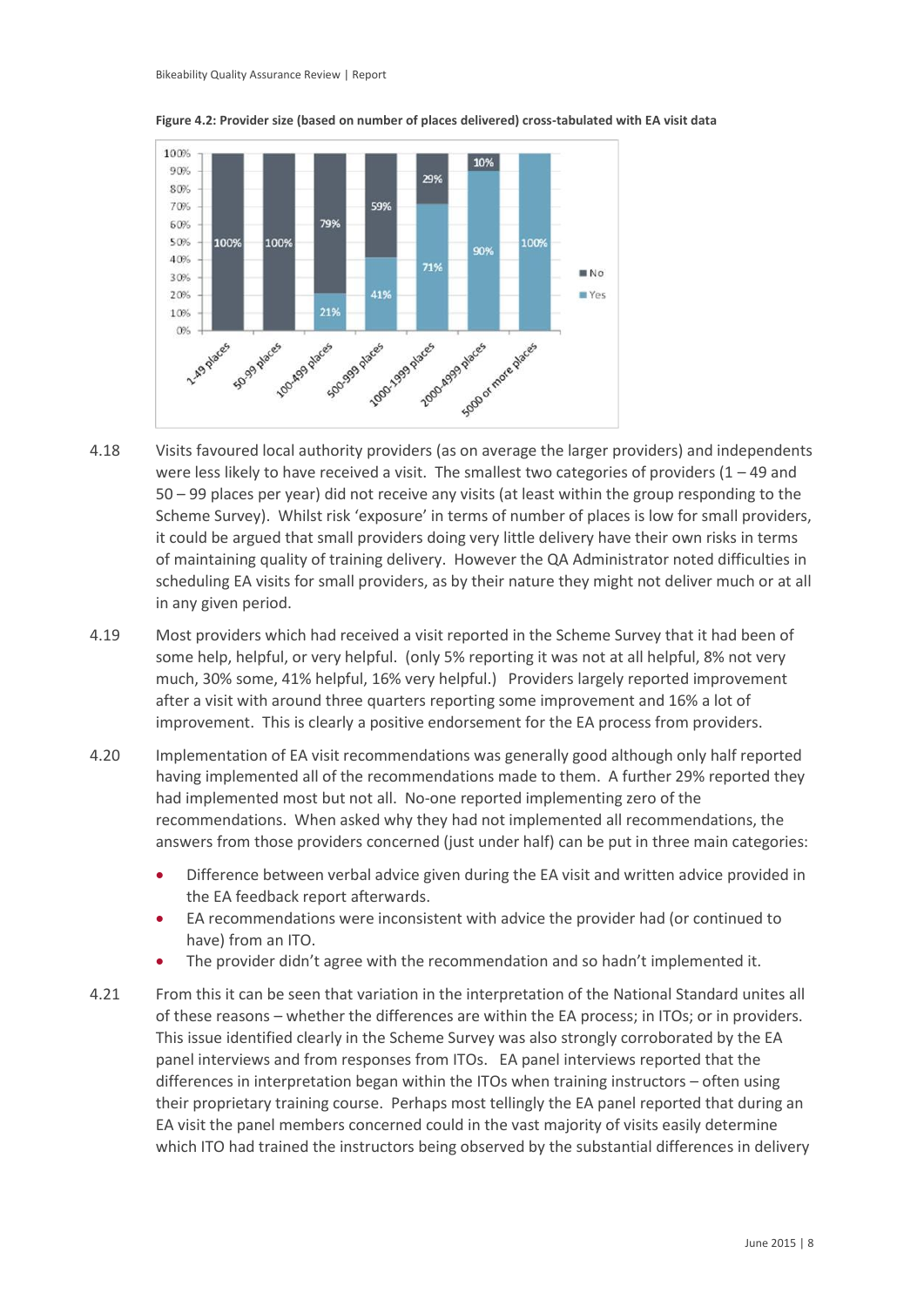**Figure 4.2: Provider size (based on number of places delivered) cross-tabulated with EA visit data**

100%
90%
80%
70%
60%
50%
40%
30%
20%
10%
0%

1-49 places: 100%
50-99 places: 100%
100-499 places: 79%, 21%
500-999 places: 59%, 41%
1000-1999 places: 29%, 71%
2000-4999 places: 10%, 90%
5000 or more places: 100%

No
Yes

4.18 Visits favoured local authority providers (as on average the larger providers) and independents were less likely to have received a visit. The smallest two categories of providers (1 – 49 and 50 – 99 places per year) did not receive any visits (at least within the group responding to the Scheme Survey). Whilst risk 'exposure' in terms of number of places is low for small providers, it could be argued that small providers doing very little delivery have their own risks in terms of maintaining quality of training delivery. However the QA Administrator noted difficulties in scheduling EA visits for small providers, as by their nature they might not deliver much or at all in any given period.

4.19 Most providers which had received a visit reported in the Scheme Survey that it had been of some help, helpful, or very helpful. (only 5% reporting it was not at all helpful, 8% not very much, 30% some, 41% helpful, 16% very helpful.) Providers largely reported improvement after a visit with around three quarters reporting some improvement and 16% a lot of improvement. This is clearly a positive endorsement for the EA process from providers.

4.20 Implementation of EA visit recommendations was generally good although only half reported having implemented all of the recommendations made to them. A further 29% reported they had implemented most but not all. No-one reported implementing zero of the recommendations. When asked why they had not implemented all recommendations, the answers from those providers concerned (just under half) can be put in three main categories:

- Difference between verbal advice given during the EA visit and written advice provided in the EA feedback report afterwards.
- EA recommendations were inconsistent with advice the provider had (or continued to have) from an ITO.
- The provider didn't agree with the recommendation and so hadn't implemented it.

4.21 From this it can be seen that variation in the interpretation of the National Standard unites all of these reasons – whether the differences are within the EA process; in ITOs; or in providers. This issue identified clearly in the Scheme Survey was also strongly corroborated by the EA panel interviews and from responses from ITOs. EA panel interviews reported that the differences in interpretation began within the ITOs when training instructors – often using their proprietary training course. Perhaps most tellingly the EA panel reported that during an EA visit the panel members concerned could in the vast majority of visits easily determine which ITO had trained the instructors being observed by the substantial differences in delivery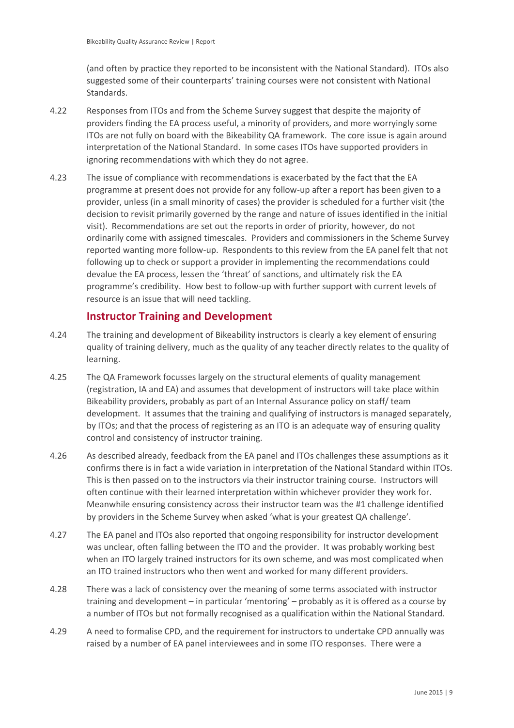(and often by practice they reported to be inconsistent with the National Standard). ITOs also suggested some of their counterparts' training courses were not consistent with National Standards.

4.22 Responses from ITOs and from the Scheme Survey suggest that despite the majority of providers finding the EA process useful, a minority of providers, and more worryingly some ITOs are not fully on board with the Bikeability QA framework. The core issue is again around interpretation of the National Standard. In some cases ITOs have supported providers in ignoring recommendations with which they do not agree.

4.23 The issue of compliance with recommendations is exacerbated by the fact that the EA programme at present does not provide for any follow-up after a report has been given to a provider, unless (in a small minority of cases) the provider is scheduled for a further visit (the decision to revisit primarily governed by the range and nature of issues identified in the initial visit). Recommendations are set out the reports in order of priority, however, do not ordinarily come with assigned timescales. Providers and commissioners in the Scheme Survey reported wanting more follow-up. Respondents to this review from the EA panel felt that not following up to check or support a provider in implementing the recommendations could devalue the EA process, lessen the 'threat' of sanctions, and ultimately risk the EA programme's credibility. How best to follow-up with further support with current levels of resource is an issue that will need tackling.

## Instructor Training and Development

4.24 The training and development of Bikeability instructors is clearly a key element of ensuring quality of training delivery, much as the quality of any teacher directly relates to the quality of learning.

4.25 The QA Framework focusses largely on the structural elements of quality management (registration, IA and EA) and assumes that development of instructors will take place within Bikeability providers, probably as part of an Internal Assurance policy on staff/ team development. It assumes that the training and qualifying of instructors is managed separately, by ITOs; and that the process of registering as an ITO is an adequate way of ensuring quality control and consistency of instructor training.

4.26 As described already, feedback from the EA panel and ITOs challenges these assumptions as it confirms there is in fact a wide variation in interpretation of the National Standard within ITOs. This is then passed on to the instructors via their instructor training course. Instructors will often continue with their learned interpretation within whichever provider they work for. Meanwhile ensuring consistency across their instructor team was the #1 challenge identified by providers in the Scheme Survey when asked 'what is your greatest QA challenge'.

4.27 The EA panel and ITOs also reported that ongoing responsibility for instructor development was unclear, often falling between the ITO and the provider. It was probably working best when an ITO largely trained instructors for its own scheme, and was most complicated when an ITO trained instructors who then went and worked for many different providers.

4.28 There was a lack of consistency over the meaning of some terms associated with instructor training and development – in particular 'mentoring' – probably as it is offered as a course by a number of ITOs but not formally recognised as a qualification within the National Standard.

4.29 A need to formalise CPD, and the requirement for instructors to undertake CPD annually was raised by a number of EA panel interviewees and in some ITO responses. There were a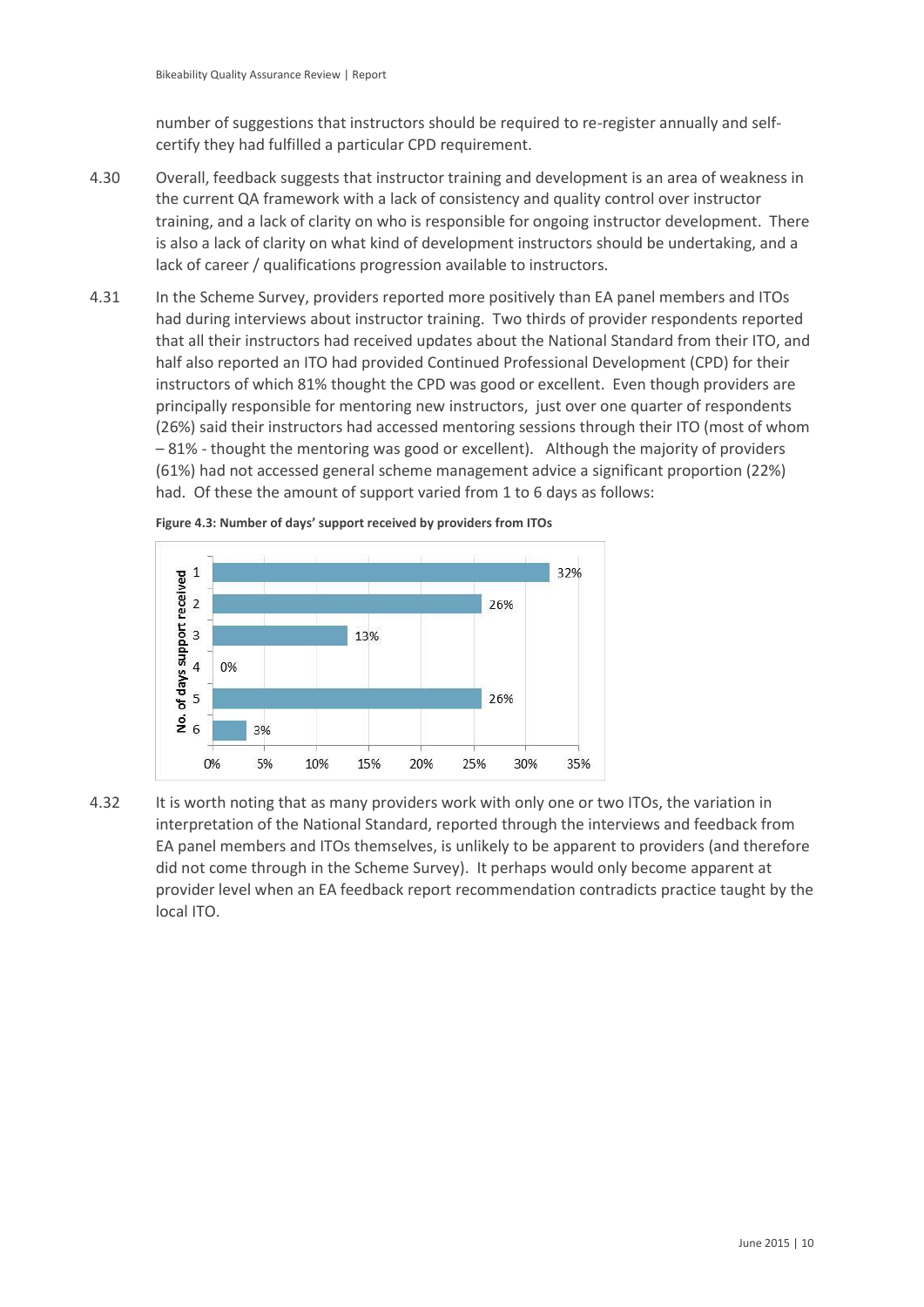number of suggestions that instructors should be required to re-register annually and self-certify they had fulfilled a particular CPD requirement.

4.30 Overall, feedback suggests that instructor training and development is an area of weakness in the current QA framework with a lack of consistency and quality control over instructor training, and a lack of clarity on who is responsible for ongoing instructor development. There is also a lack of clarity on what kind of development instructors should be undertaking, and a lack of career / qualifications progression available to instructors.

4.31 In the Scheme Survey, providers reported more positively than EA panel members and ITOs had during interviews about instructor training. Two thirds of provider respondents reported that all their instructors had received updates about the National Standard from their ITO, and half also reported an ITO had provided Continued Professional Development (CPD) for their instructors of which 81% thought the CPD was good or excellent. Even though providers are principally responsible for mentoring new instructors, just over one quarter of respondents (26%) said their instructors had accessed mentoring sessions through their ITO (most of whom – 81% - thought the mentoring was good or excellent). Although the majority of providers (61%) had not accessed general scheme management advice a significant proportion (22%) had. Of these the amount of support varied from 1 to 6 days as follows:

**Figure 4.3: Number of days' support received by providers from ITOs**

No. of days support received

1: 32%
2: 26%
3: 13%
4: 0%
5: 26%
6: 3%

0% 5% 10% 15% 20% 25% 30% 35%

4.32 It is worth noting that as many providers work with only one or two ITOs, the variation in interpretation of the National Standard, reported through the interviews and feedback from EA panel members and ITOs themselves, is unlikely to be apparent to providers (and therefore did not come through in the Scheme Survey). It perhaps would only become apparent at provider level when an EA feedback report recommendation contradicts practice taught by the local ITO.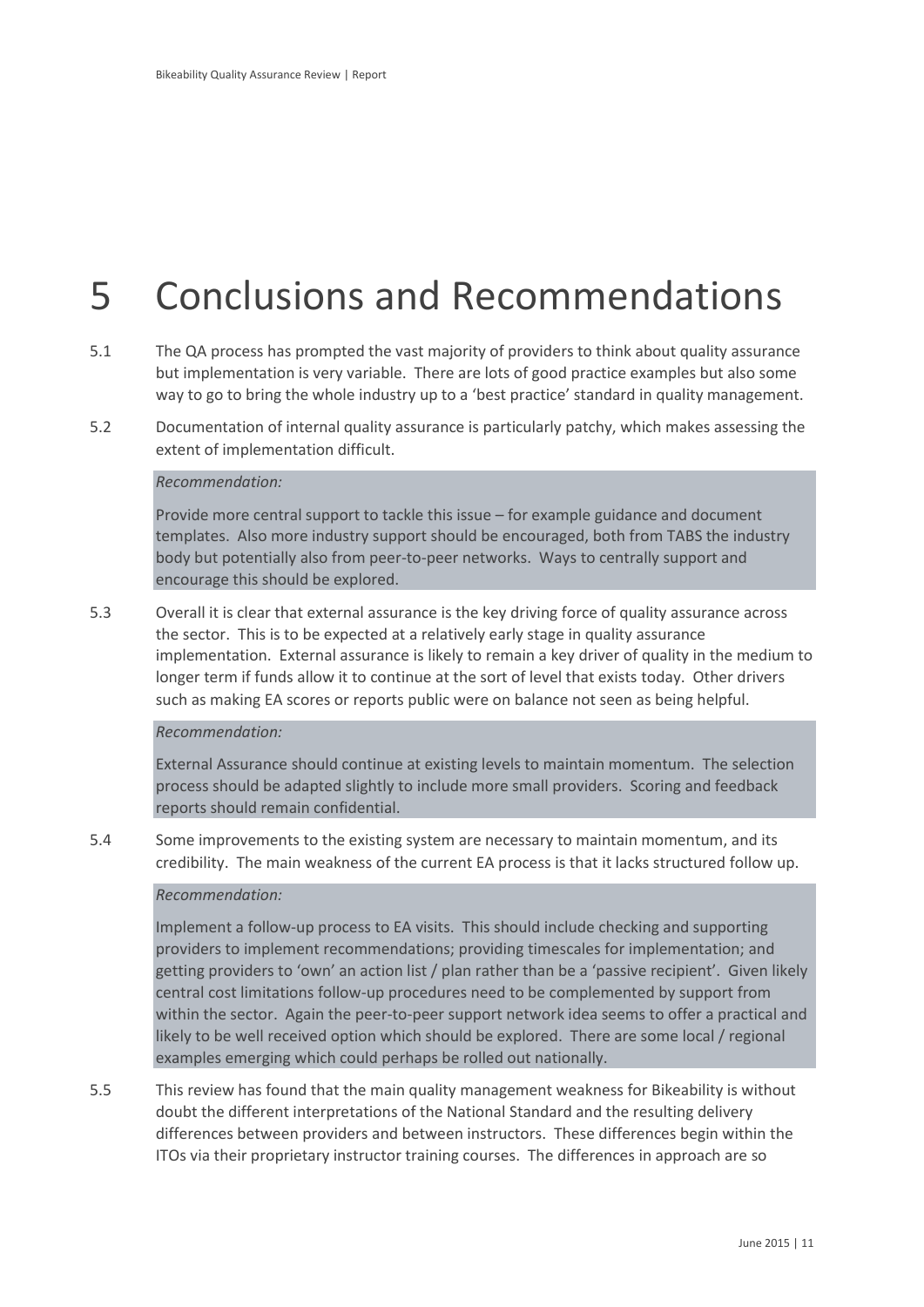# 5 Conclusions and Recommendations

5.1 The QA process has prompted the vast majority of providers to think about quality assurance but implementation is very variable. There are lots of good practice examples but also some way to go to bring the whole industry up to a 'best practice' standard in quality management.

5.2 Documentation of internal quality assurance is particularly patchy, which makes assessing the extent of implementation difficult.

> *Recommendation:*
>
> Provide more central support to tackle this issue – for example guidance and document templates. Also more industry support should be encouraged, both from TABS the industry body but potentially also from peer-to-peer networks. Ways to centrally support and encourage this should be explored.

5.3 Overall it is clear that external assurance is the key driving force of quality assurance across the sector. This is to be expected at a relatively early stage in quality assurance implementation. External assurance is likely to remain a key driver of quality in the medium to longer term if funds allow it to continue at the sort of level that exists today. Other drivers such as making EA scores or reports public were on balance not seen as being helpful.

> *Recommendation:*
>
> External Assurance should continue at existing levels to maintain momentum. The selection process should be adapted slightly to include more small providers. Scoring and feedback reports should remain confidential.

5.4 Some improvements to the existing system are necessary to maintain momentum, and its credibility. The main weakness of the current EA process is that it lacks structured follow up.

> *Recommendation:*
>
> Implement a follow-up process to EA visits. This should include checking and supporting providers to implement recommendations; providing timescales for implementation; and getting providers to 'own' an action list / plan rather than be a 'passive recipient'. Given likely central cost limitations follow-up procedures need to be complemented by support from within the sector. Again the peer-to-peer support network idea seems to offer a practical and likely to be well received option which should be explored. There are some local / regional examples emerging which could perhaps be rolled out nationally.

5.5 This review has found that the main quality management weakness for Bikeability is without doubt the different interpretations of the National Standard and the resulting delivery differences between providers and between instructors. These differences begin within the ITOs via their proprietary instructor training courses. The differences in approach are so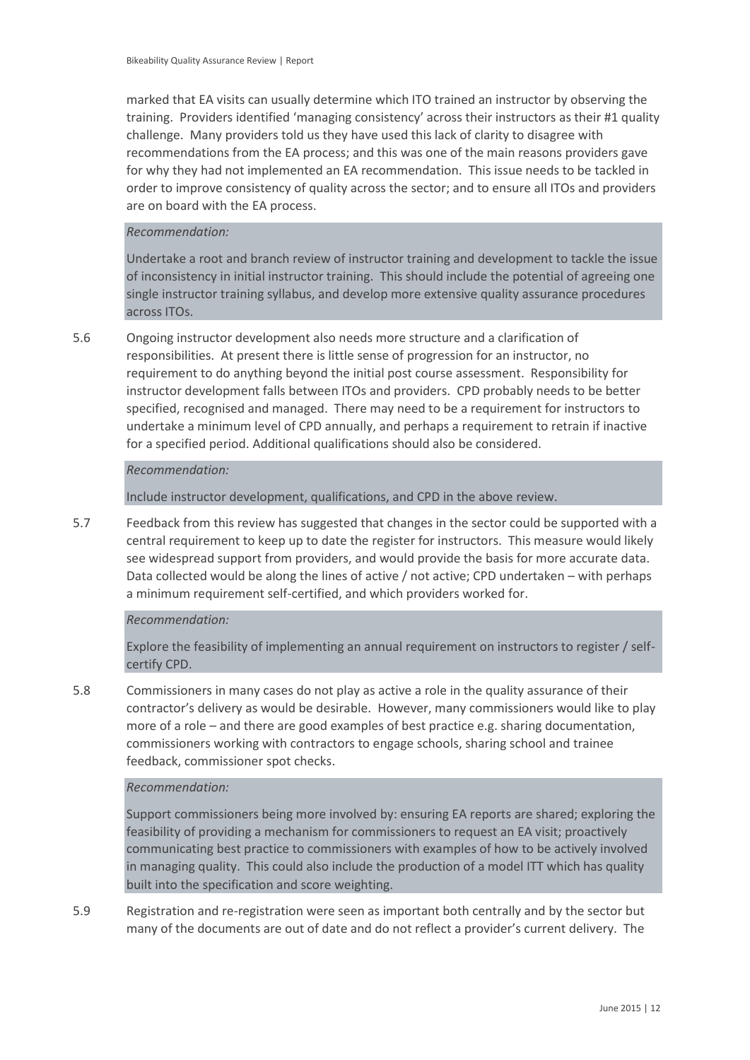marked that EA visits can usually determine which ITO trained an instructor by observing the training. Providers identified 'managing consistency' across their instructors as their #1 quality challenge. Many providers told us they have used this lack of clarity to disagree with recommendations from the EA process; and this was one of the main reasons providers gave for why they had not implemented an EA recommendation. This issue needs to be tackled in order to improve consistency of quality across the sector; and to ensure all ITOs and providers are on board with the EA process.

*Recommendation:*

Undertake a root and branch review of instructor training and development to tackle the issue of inconsistency in initial instructor training. This should include the potential of agreeing one single instructor training syllabus, and develop more extensive quality assurance procedures across ITOs.

5.6 Ongoing instructor development also needs more structure and a clarification of responsibilities. At present there is little sense of progression for an instructor, no requirement to do anything beyond the initial post course assessment. Responsibility for instructor development falls between ITOs and providers. CPD probably needs to be better specified, recognised and managed. There may need to be a requirement for instructors to undertake a minimum level of CPD annually, and perhaps a requirement to retrain if inactive for a specified period. Additional qualifications should also be considered.

*Recommendation:*

Include instructor development, qualifications, and CPD in the above review.

5.7 Feedback from this review has suggested that changes in the sector could be supported with a central requirement to keep up to date the register for instructors. This measure would likely see widespread support from providers, and would provide the basis for more accurate data. Data collected would be along the lines of active / not active; CPD undertaken – with perhaps a minimum requirement self-certified, and which providers worked for.

*Recommendation:*

Explore the feasibility of implementing an annual requirement on instructors to register / self-certify CPD.

5.8 Commissioners in many cases do not play as active a role in the quality assurance of their contractor's delivery as would be desirable. However, many commissioners would like to play more of a role – and there are good examples of best practice e.g. sharing documentation, commissioners working with contractors to engage schools, sharing school and trainee feedback, commissioner spot checks.

*Recommendation:*

Support commissioners being more involved by: ensuring EA reports are shared; exploring the feasibility of providing a mechanism for commissioners to request an EA visit; proactively communicating best practice to commissioners with examples of how to be actively involved in managing quality. This could also include the production of a model ITT which has quality built into the specification and score weighting.

5.9 Registration and re-registration were seen as important both centrally and by the sector but many of the documents are out of date and do not reflect a provider's current delivery. The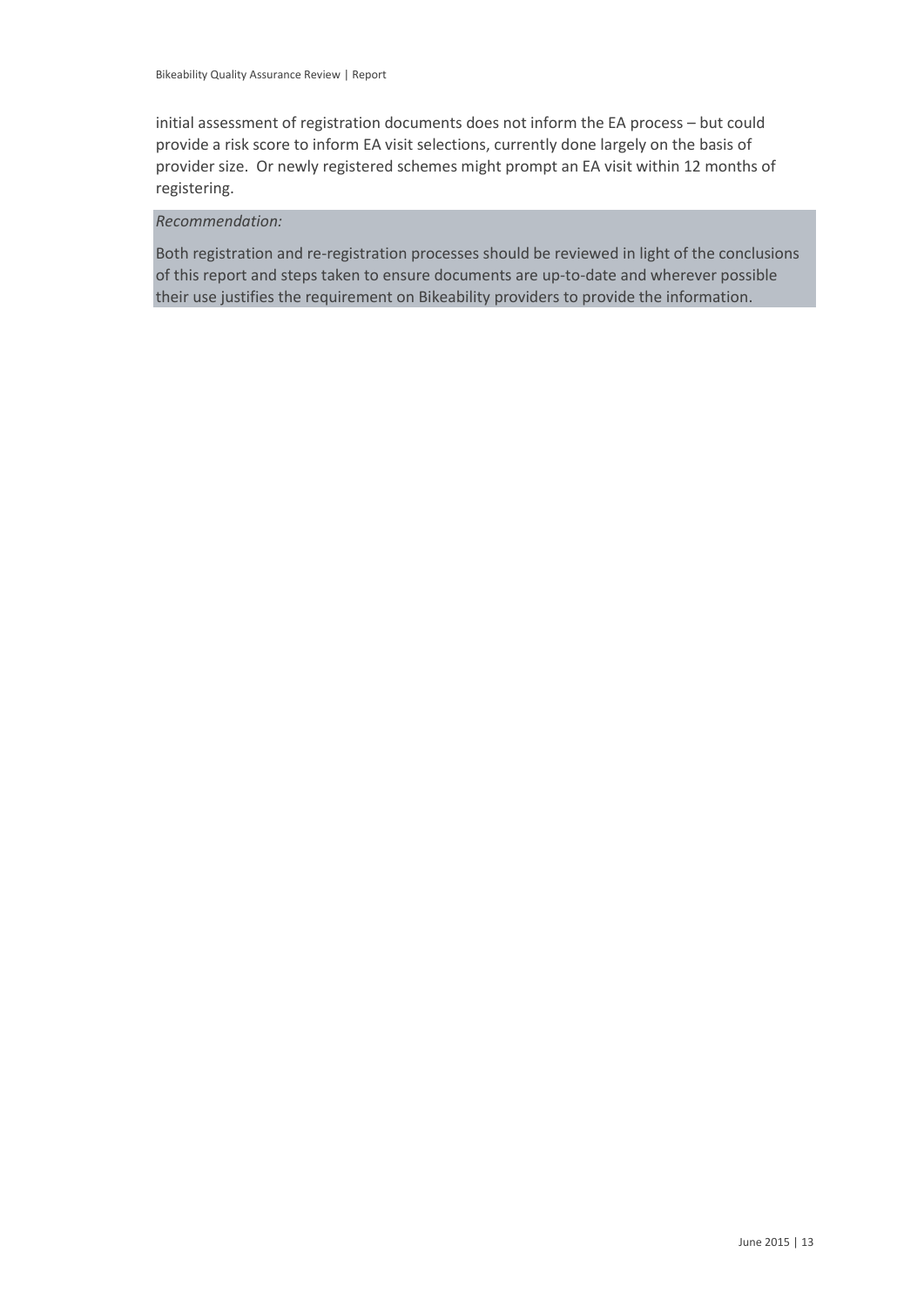initial assessment of registration documents does not inform the EA process – but could provide a risk score to inform EA visit selections, currently done largely on the basis of provider size. Or newly registered schemes might prompt an EA visit within 12 months of registering.

*Recommendation:*

Both registration and re-registration processes should be reviewed in light of the conclusions of this report and steps taken to ensure documents are up-to-date and wherever possible their use justifies the requirement on Bikeability providers to provide the information.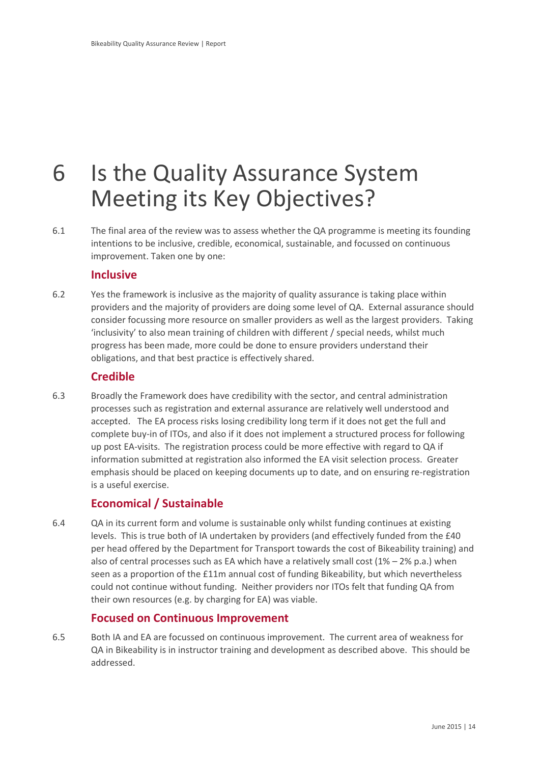# 6 Is the Quality Assurance System Meeting its Key Objectives?

6.1 The final area of the review was to assess whether the QA programme is meeting its founding intentions to be inclusive, credible, economical, sustainable, and focussed on continuous improvement. Taken one by one:

### Inclusive

6.2 Yes the framework is inclusive as the majority of quality assurance is taking place within providers and the majority of providers are doing some level of QA. External assurance should consider focussing more resource on smaller providers as well as the largest providers. Taking 'inclusivity' to also mean training of children with different / special needs, whilst much progress has been made, more could be done to ensure providers understand their obligations, and that best practice is effectively shared.

### Credible

6.3 Broadly the Framework does have credibility with the sector, and central administration processes such as registration and external assurance are relatively well understood and accepted. The EA process risks losing credibility long term if it does not get the full and complete buy-in of ITOs, and also if it does not implement a structured process for following up post EA-visits. The registration process could be more effective with regard to QA if information submitted at registration also informed the EA visit selection process. Greater emphasis should be placed on keeping documents up to date, and on ensuring re-registration is a useful exercise.

### Economical / Sustainable

6.4 QA in its current form and volume is sustainable only whilst funding continues at existing levels. This is true both of IA undertaken by providers (and effectively funded from the £40 per head offered by the Department for Transport towards the cost of Bikeability training) and also of central processes such as EA which have a relatively small cost (1% – 2% p.a.) when seen as a proportion of the £11m annual cost of funding Bikeability, but which nevertheless could not continue without funding. Neither providers nor ITOs felt that funding QA from their own resources (e.g. by charging for EA) was viable.

### Focused on Continuous Improvement

6.5 Both IA and EA are focussed on continuous improvement. The current area of weakness for QA in Bikeability is in instructor training and development as described above. This should be addressed.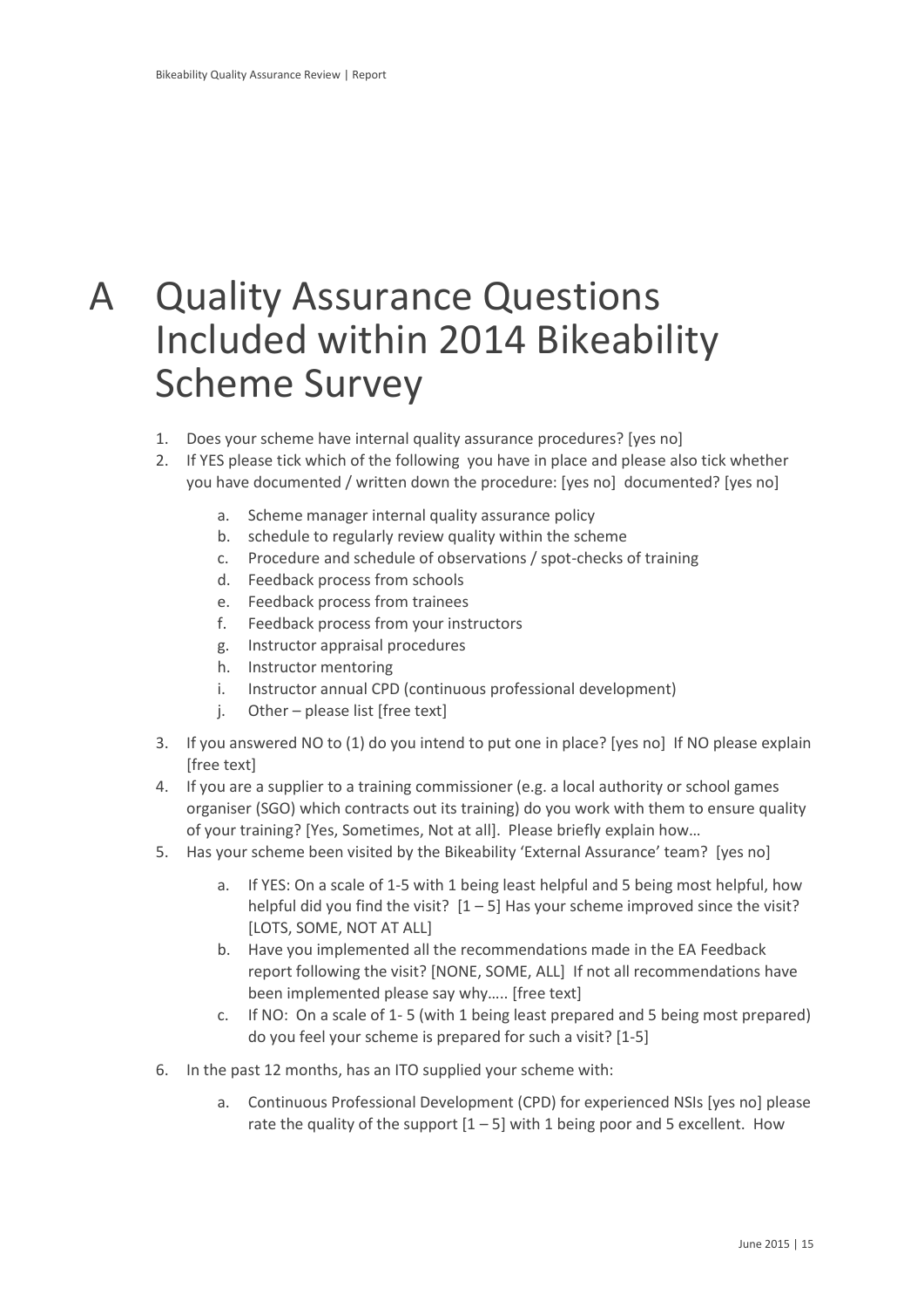# A Quality Assurance Questions Included within 2014 Bikeability Scheme Survey

1. Does your scheme have internal quality assurance procedures? [yes no]
2. If YES please tick which of the following you have in place and please also tick whether you have documented / written down the procedure: [yes no] documented? [yes no]
   a. Scheme manager internal quality assurance policy
   b. schedule to regularly review quality within the scheme
   c. Procedure and schedule of observations / spot-checks of training
   d. Feedback process from schools
   e. Feedback process from trainees
   f. Feedback process from your instructors
   g. Instructor appraisal procedures
   h. Instructor mentoring
   i. Instructor annual CPD (continuous professional development)
   j. Other – please list [free text]
3. If you answered NO to (1) do you intend to put one in place? [yes no] If NO please explain [free text]
4. If you are a supplier to a training commissioner (e.g. a local authority or school games organiser (SGO) which contracts out its training) do you work with them to ensure quality of your training? [Yes, Sometimes, Not at all]. Please briefly explain how…
5. Has your scheme been visited by the Bikeability 'External Assurance' team? [yes no]
   a. If YES: On a scale of 1-5 with 1 being least helpful and 5 being most helpful, how helpful did you find the visit? [1 – 5] Has your scheme improved since the visit? [LOTS, SOME, NOT AT ALL]
   b. Have you implemented all the recommendations made in the EA Feedback report following the visit? [NONE, SOME, ALL] If not all recommendations have been implemented please say why….. [free text]
   c. If NO: On a scale of 1- 5 (with 1 being least prepared and 5 being most prepared) do you feel your scheme is prepared for such a visit? [1-5]
6. In the past 12 months, has an ITO supplied your scheme with:
   a. Continuous Professional Development (CPD) for experienced NSIs [yes no] please rate the quality of the support [1 – 5] with 1 being poor and 5 excellent. How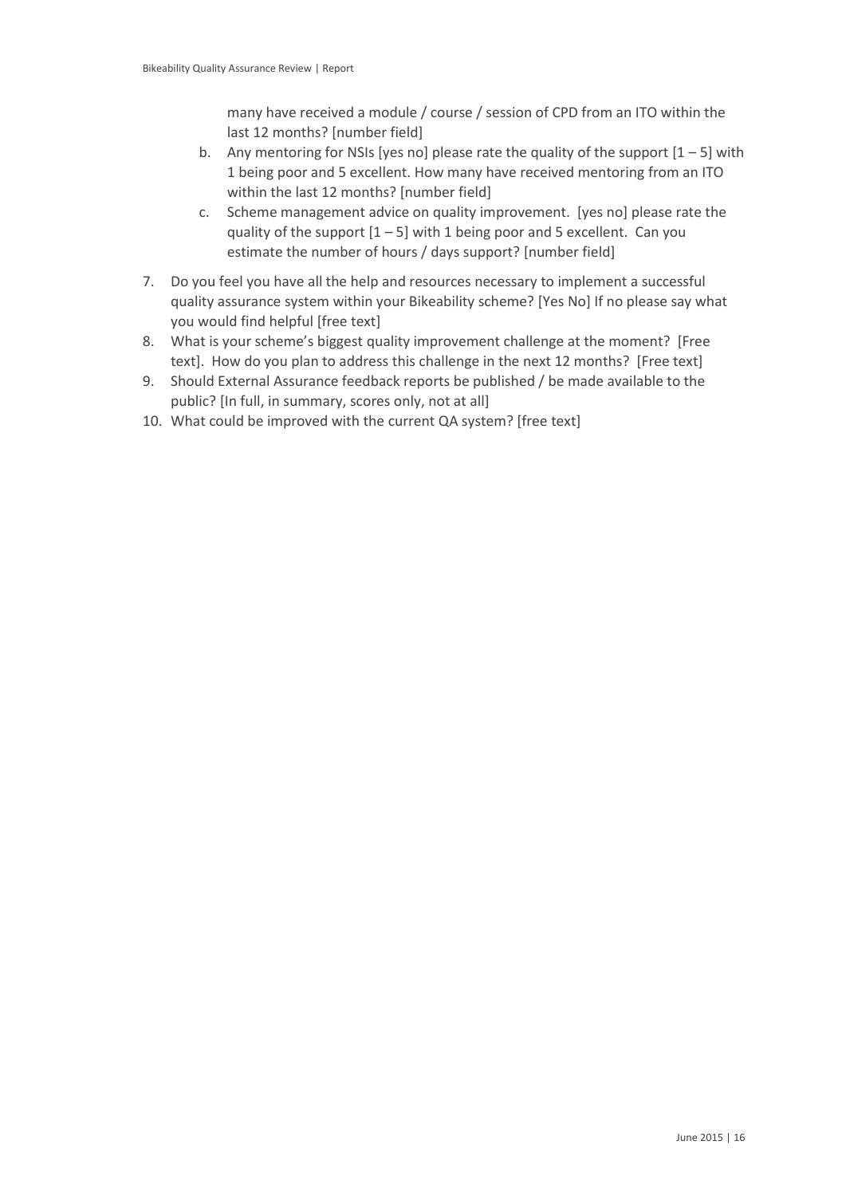many have received a module / course / session of CPD from an ITO within the last 12 months? [number field]

   b. Any mentoring for NSIs [yes no] please rate the quality of the support [1 – 5] with 1 being poor and 5 excellent. How many have received mentoring from an ITO within the last 12 months? [number field]
   c. Scheme management advice on quality improvement. [yes no] please rate the quality of the support [1 – 5] with 1 being poor and 5 excellent. Can you estimate the number of hours / days support? [number field]

7. Do you feel you have all the help and resources necessary to implement a successful quality assurance system within your Bikeability scheme? [Yes No] If no please say what you would find helpful [free text]
8. What is your scheme's biggest quality improvement challenge at the moment? [Free text]. How do you plan to address this challenge in the next 12 months? [Free text]
9. Should External Assurance feedback reports be published / be made available to the public? [In full, in summary, scores only, not at all]
10. What could be improved with the current QA system? [free text]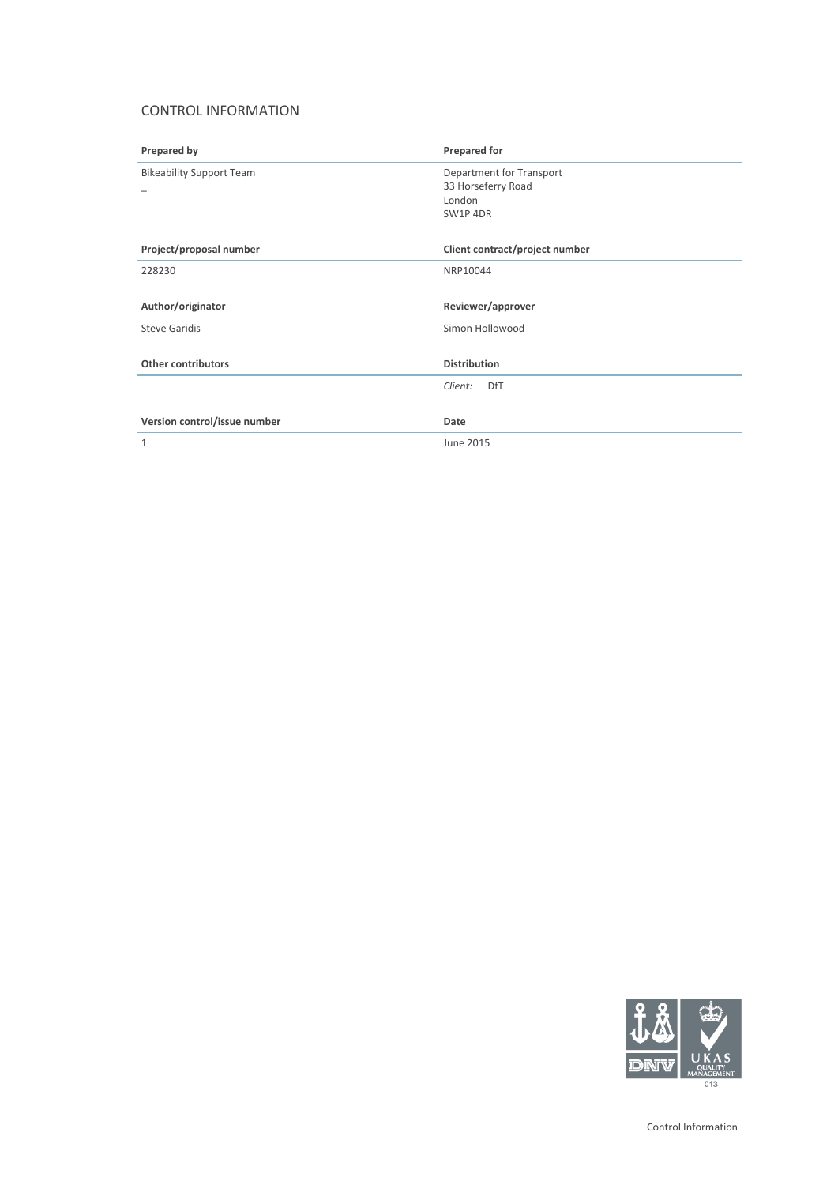## CONTROL INFORMATION

| Prepared by | Prepared for |
|---|---|
| Bikeability Support Team<br>– | Department for Transport<br>33 Horseferry Road<br>London<br>SW1P 4DR |
| **Project/proposal number** | **Client contract/project number** |
| 228230 | NRP10044 |
| **Author/originator** | **Reviewer/approver** |
| Steve Garidis | Simon Hollowood |
| **Other contributors** | **Distribution** |
| | *Client:* DfT |
| **Version control/issue number** | **Date** |
| 1 | June 2015 |